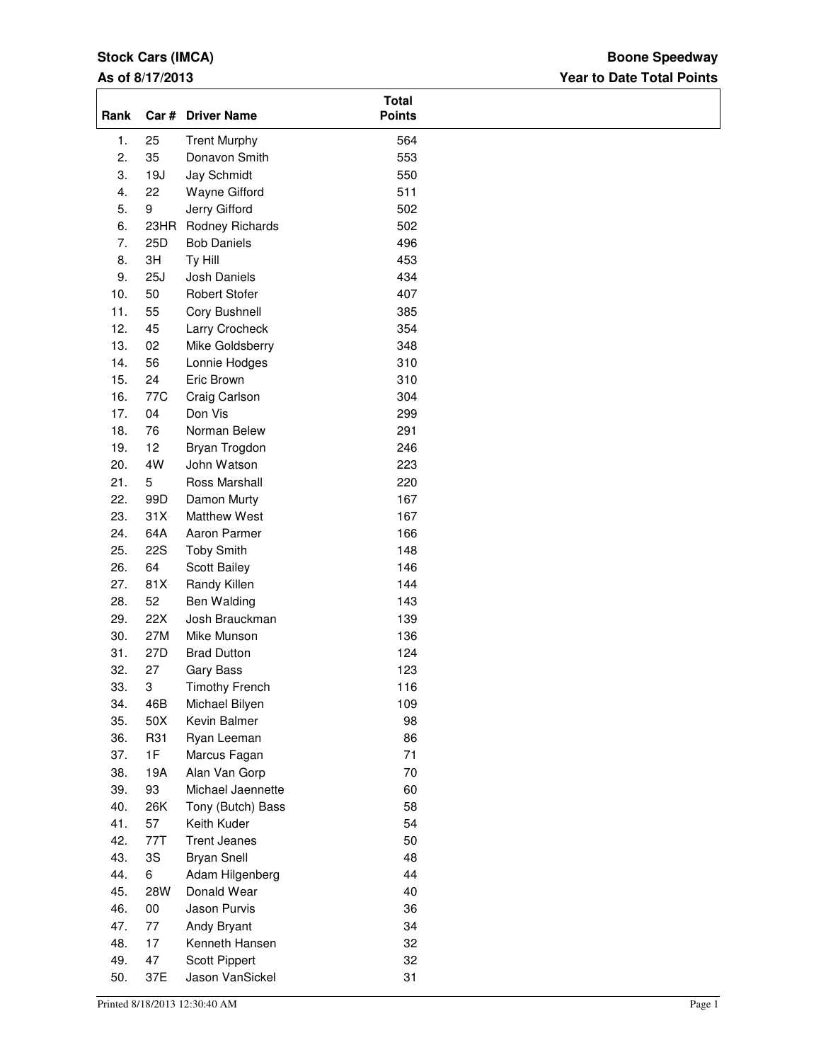**Stock Cars (IMCA)**

**As of 8/17/2013**

**Boone Speedway**

**Year to Date Total Points**

| Rank | Car # | Driver Name | Total Points |
|---|---|---|---|
| 1. | 25 | Trent Murphy | 564 |
| 2. | 35 | Donavon Smith | 553 |
| 3. | 19J | Jay Schmidt | 550 |
| 4. | 22 | Wayne Gifford | 511 |
| 5. | 9 | Jerry Gifford | 502 |
| 6. | 23HR | Rodney Richards | 502 |
| 7. | 25D | Bob Daniels | 496 |
| 8. | 3H | Ty Hill | 453 |
| 9. | 25J | Josh Daniels | 434 |
| 10. | 50 | Robert Stofer | 407 |
| 11. | 55 | Cory Bushnell | 385 |
| 12. | 45 | Larry Crocheck | 354 |
| 13. | 02 | Mike Goldsberry | 348 |
| 14. | 56 | Lonnie Hodges | 310 |
| 15. | 24 | Eric Brown | 310 |
| 16. | 77C | Craig Carlson | 304 |
| 17. | 04 | Don Vis | 299 |
| 18. | 76 | Norman Belew | 291 |
| 19. | 12 | Bryan Trogdon | 246 |
| 20. | 4W | John Watson | 223 |
| 21. | 5 | Ross Marshall | 220 |
| 22. | 99D | Damon Murty | 167 |
| 23. | 31X | Matthew West | 167 |
| 24. | 64A | Aaron Parmer | 166 |
| 25. | 22S | Toby Smith | 148 |
| 26. | 64 | Scott Bailey | 146 |
| 27. | 81X | Randy Killen | 144 |
| 28. | 52 | Ben Walding | 143 |
| 29. | 22X | Josh Brauckman | 139 |
| 30. | 27M | Mike Munson | 136 |
| 31. | 27D | Brad Dutton | 124 |
| 32. | 27 | Gary Bass | 123 |
| 33. | 3 | Timothy French | 116 |
| 34. | 46B | Michael Bilyen | 109 |
| 35. | 50X | Kevin Balmer | 98 |
| 36. | R31 | Ryan Leeman | 86 |
| 37. | 1F | Marcus Fagan | 71 |
| 38. | 19A | Alan Van Gorp | 70 |
| 39. | 93 | Michael Jaennette | 60 |
| 40. | 26K | Tony (Butch) Bass | 58 |
| 41. | 57 | Keith Kuder | 54 |
| 42. | 77T | Trent Jeanes | 50 |
| 43. | 3S | Bryan Snell | 48 |
| 44. | 6 | Adam Hilgenberg | 44 |
| 45. | 28W | Donald Wear | 40 |
| 46. | 00 | Jason Purvis | 36 |
| 47. | 77 | Andy Bryant | 34 |
| 48. | 17 | Kenneth Hansen | 32 |
| 49. | 47 | Scott Pippert | 32 |
| 50. | 37E | Jason VanSickel | 31 |

Printed 8/18/2013 12:30:40 AM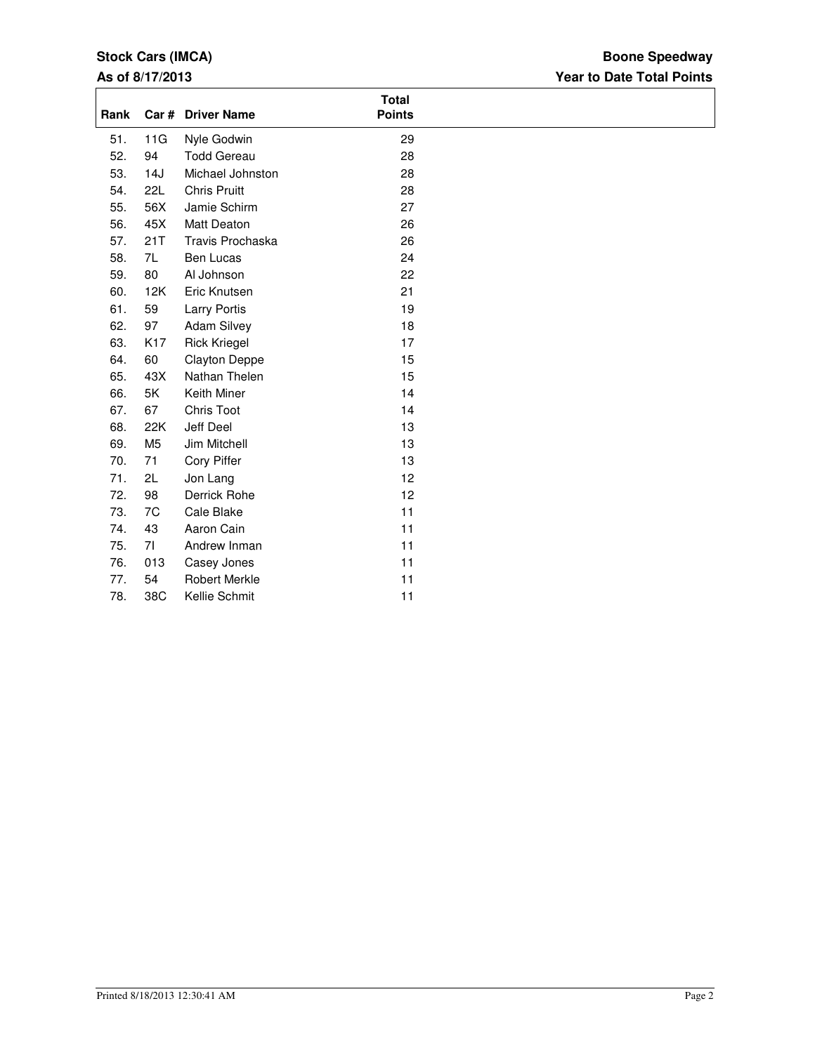**Stock Cars (IMCA)**

**As of 8/17/2013**

**Boone Speedway**

**Year to Date Total Points**

| Rank | Car # | Driver Name | Total Points |
|---|---|---|---|
| 51. | 11G | Nyle Godwin | 29 |
| 52. | 94 | Todd Gereau | 28 |
| 53. | 14J | Michael Johnston | 28 |
| 54. | 22L | Chris Pruitt | 28 |
| 55. | 56X | Jamie Schirm | 27 |
| 56. | 45X | Matt Deaton | 26 |
| 57. | 21T | Travis Prochaska | 26 |
| 58. | 7L | Ben Lucas | 24 |
| 59. | 80 | Al Johnson | 22 |
| 60. | 12K | Eric Knutsen | 21 |
| 61. | 59 | Larry Portis | 19 |
| 62. | 97 | Adam Silvey | 18 |
| 63. | K17 | Rick Kriegel | 17 |
| 64. | 60 | Clayton Deppe | 15 |
| 65. | 43X | Nathan Thelen | 15 |
| 66. | 5K | Keith Miner | 14 |
| 67. | 67 | Chris Toot | 14 |
| 68. | 22K | Jeff Deel | 13 |
| 69. | M5 | Jim Mitchell | 13 |
| 70. | 71 | Cory Piffer | 13 |
| 71. | 2L | Jon Lang | 12 |
| 72. | 98 | Derrick Rohe | 12 |
| 73. | 7C | Cale Blake | 11 |
| 74. | 43 | Aaron Cain | 11 |
| 75. | 7I | Andrew Inman | 11 |
| 76. | 013 | Casey Jones | 11 |
| 77. | 54 | Robert Merkle | 11 |
| 78. | 38C | Kellie Schmit | 11 |

Printed 8/18/2013 12:30:41 AM